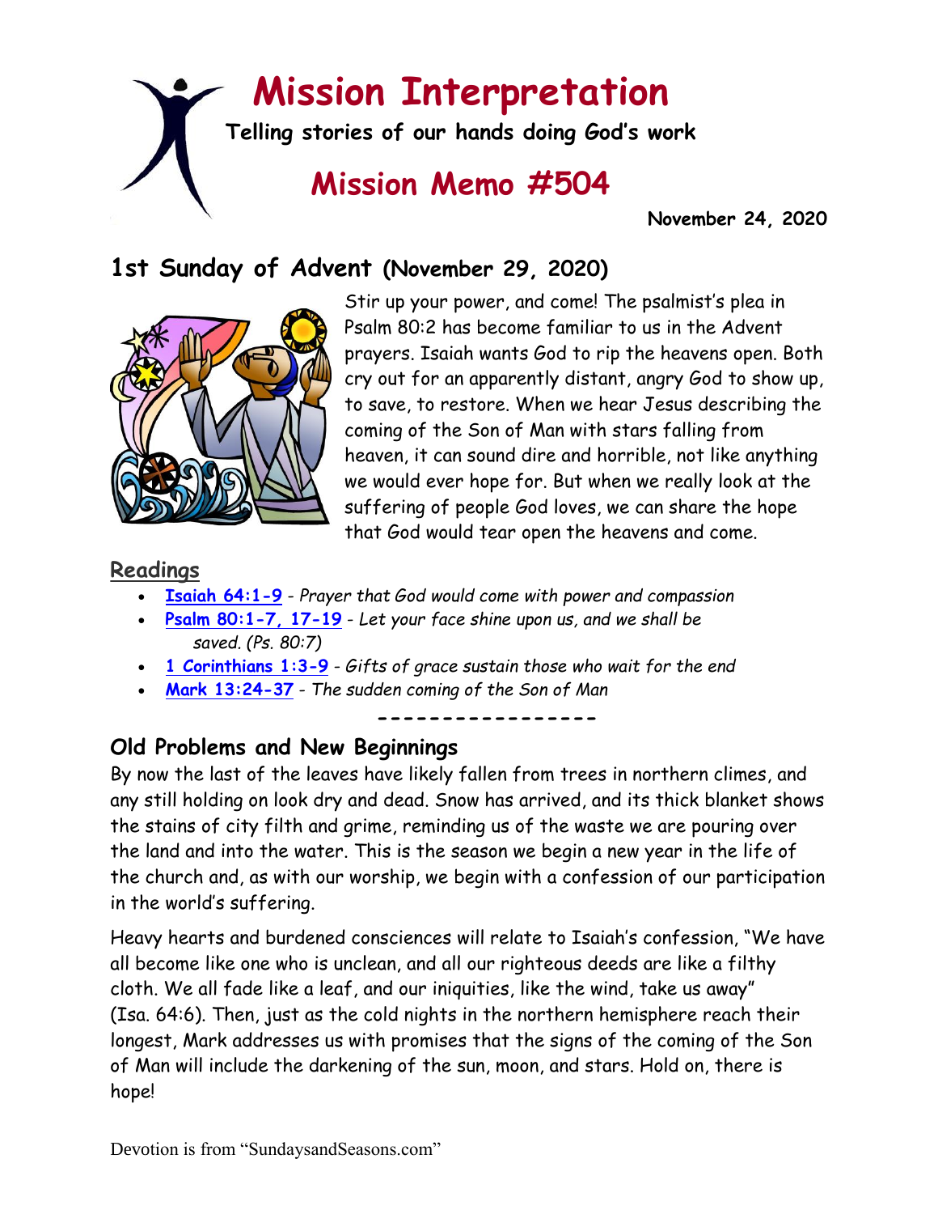# Mission Interpretation

**Telling stories of our hands doing God's work**

## Mission Memo #504

**November 24, 2020**

## 1st Sunday of Advent (November 29, 2020)

Stir up your power, and come! The psalmist's plea in Psalm 80:2 has become familiar to us in the Advent prayers. Isaiah wants God to rip the heavens open. Both cry out for an apparently distant, angry God to show up, to save, to restore. When we hear Jesus describing the coming of the Son of Man with stars falling from heaven, it can sound dire and horrible, not like anything we would ever hope for. But when we really look at the suffering of people God loves, we can share the hope that God would tear open the heavens and come.

### Readings

- **Isaiah 64:1-9** - *Prayer that God would come with power and compassion*
- **Psalm 80:1-7, 17-19** - *Let your face shine upon us, and we shall be saved. (Ps. 80:7)*
- **1 Corinthians 1:3-9** - *Gifts of grace sustain those who wait for the end*
- **Mark 13:24-37** - *The sudden coming of the Son of Man*

-----------------

### Old Problems and New Beginnings

By now the last of the leaves have likely fallen from trees in northern climes, and any still holding on look dry and dead. Snow has arrived, and its thick blanket shows the stains of city filth and grime, reminding us of the waste we are pouring over the land and into the water. This is the season we begin a new year in the life of the church and, as with our worship, we begin with a confession of our participation in the world's suffering.

Heavy hearts and burdened consciences will relate to Isaiah's confession, "We have all become like one who is unclean, and all our righteous deeds are like a filthy cloth. We all fade like a leaf, and our iniquities, like the wind, take us away" (Isa. 64:6). Then, just as the cold nights in the northern hemisphere reach their longest, Mark addresses us with promises that the signs of the coming of the Son of Man will include the darkening of the sun, moon, and stars. Hold on, there is hope!

Devotion is from "SundaysandSeasons.com"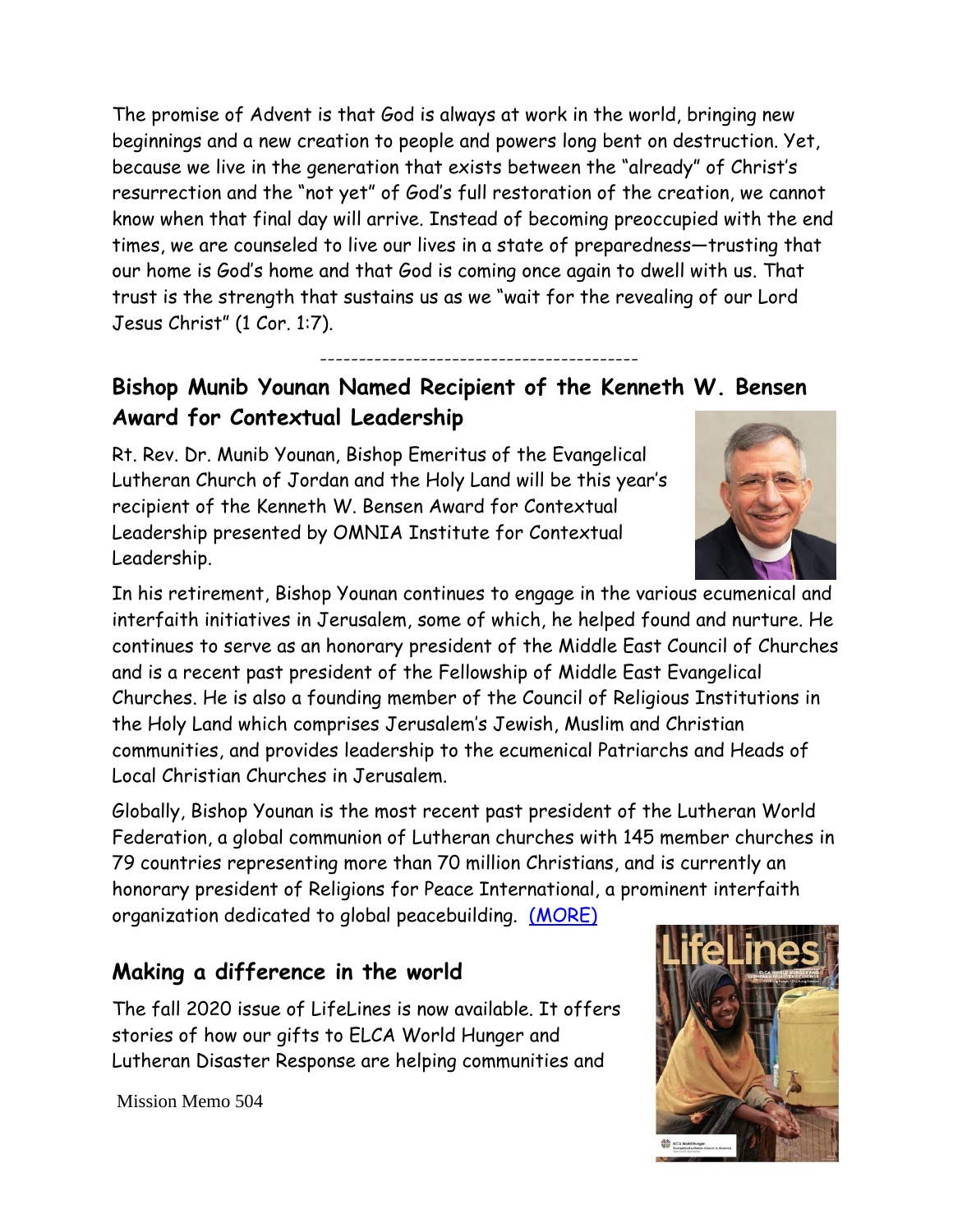The promise of Advent is that God is always at work in the world, bringing new beginnings and a new creation to people and powers long bent on destruction. Yet, because we live in the generation that exists between the "already" of Christ's resurrection and the "not yet" of God's full restoration of the creation, we cannot know when that final day will arrive. Instead of becoming preoccupied with the end times, we are counseled to live our lives in a state of preparedness—trusting that our home is God's home and that God is coming once again to dwell with us. That trust is the strength that sustains us as we "wait for the revealing of our Lord Jesus Christ" (1 Cor. 1:7).

----------------------------------------

## Bishop Munib Younan Named Recipient of the Kenneth W. Bensen Award for Contextual Leadership

Rt. Rev. Dr. Munib Younan, Bishop Emeritus of the Evangelical Lutheran Church of Jordan and the Holy Land will be this year's recipient of the Kenneth W. Bensen Award for Contextual Leadership presented by OMNIA Institute for Contextual Leadership.

In his retirement, Bishop Younan continues to engage in the various ecumenical and interfaith initiatives in Jerusalem, some of which, he helped found and nurture. He continues to serve as an honorary president of the Middle East Council of Churches and is a recent past president of the Fellowship of Middle East Evangelical Churches. He is also a founding member of the Council of Religious Institutions in the Holy Land which comprises Jerusalem's Jewish, Muslim and Christian communities, and provides leadership to the ecumenical Patriarchs and Heads of Local Christian Churches in Jerusalem.

Globally, Bishop Younan is the most recent past president of the Lutheran World Federation, a global communion of Lutheran churches with 145 member churches in 79 countries representing more than 70 million Christians, and is currently an honorary president of Religions for Peace International, a prominent interfaith organization dedicated to global peacebuilding. (MORE)

## Making a difference in the world

The fall 2020 issue of LifeLines is now available. It offers stories of how our gifts to ELCA World Hunger and Lutheran Disaster Response are helping communities and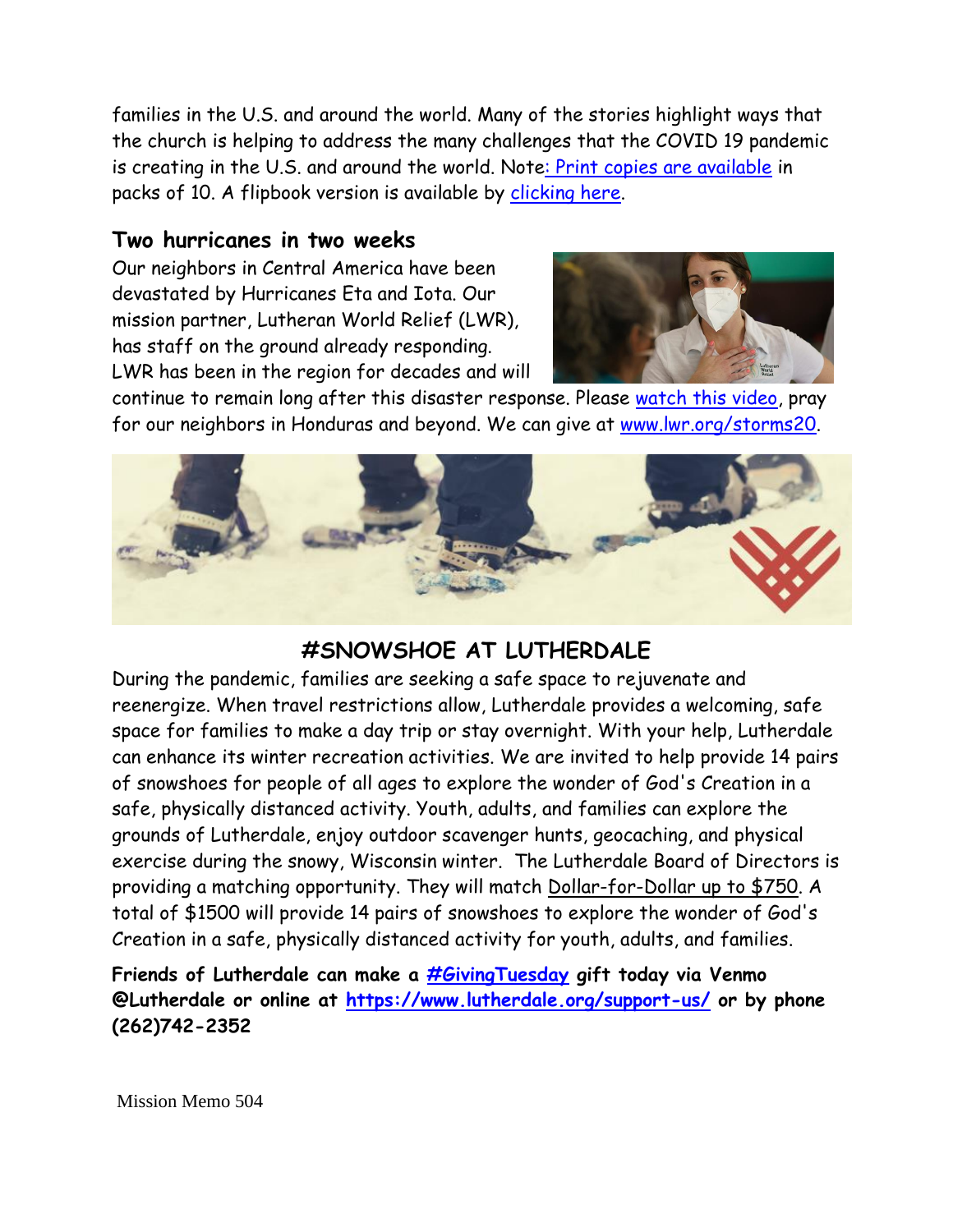families in the U.S. and around the world. Many of the stories highlight ways that the church is helping to address the many challenges that the COVID 19 pandemic is creating in the U.S. and around the world. Note: Print copies are available in packs of 10. A flipbook version is available by clicking here.

### Two hurricanes in two weeks

Our neighbors in Central America have been devastated by Hurricanes Eta and Iota. Our mission partner, Lutheran World Relief (LWR), has staff on the ground already responding. LWR has been in the region for decades and will continue to remain long after this disaster response. Please watch this video, pray for our neighbors in Honduras and beyond. We can give at www.lwr.org/storms20.

### #SNOWSHOE AT LUTHERDALE

During the pandemic, families are seeking a safe space to rejuvenate and reenergize. When travel restrictions allow, Lutherdale provides a welcoming, safe space for families to make a day trip or stay overnight. With your help, Lutherdale can enhance its winter recreation activities. We are invited to help provide 14 pairs of snowshoes for people of all ages to explore the wonder of God's Creation in a safe, physically distanced activity. Youth, adults, and families can explore the grounds of Lutherdale, enjoy outdoor scavenger hunts, geocaching, and physical exercise during the snowy, Wisconsin winter. The Lutherdale Board of Directors is providing a matching opportunity. They will match Dollar-for-Dollar up to $750. A total of $1500 will provide 14 pairs of snowshoes to explore the wonder of God's Creation in a safe, physically distanced activity for youth, adults, and families.

**Friends of Lutherdale can make a #GivingTuesday gift today via Venmo @Lutherdale or online at https://www.lutherdale.org/support-us/ or by phone (262)742-2352**

Mission Memo 504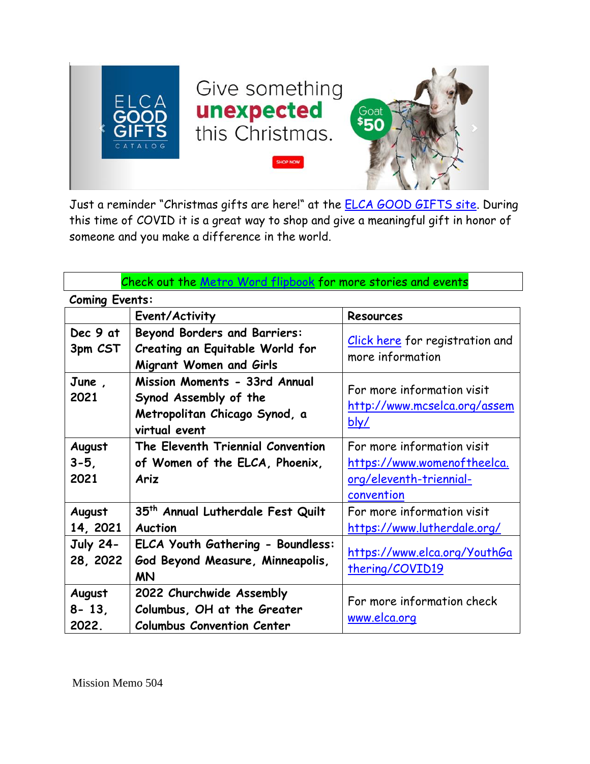Give something **unexpected** this Christmas.

Just a reminder "Christmas gifts are here!" at the ELCA GOOD GIFTS site. During this time of COVID it is a great way to shop and give a meaningful gift in honor of someone and you make a difference in the world.

Check out the Metro Word flipbook for more stories and events

**Coming Events:**

| | **Event/Activity** | **Resources** |
|---|---|---|
| **Dec 9 at 3pm CST** | **Beyond Borders and Barriers: Creating an Equitable World for Migrant Women and Girls** | Click here for registration and more information |
| **June , 2021** | **Mission Moments - 33rd Annual Synod Assembly of the Metropolitan Chicago Synod, a virtual event** | For more information visit http://www.mcselca.org/assembly/ |
| **August 3-5, 2021** | **The Eleventh Triennial Convention of Women of the ELCA, Phoenix, Ariz** | For more information visit https://www.womenoftheelca.org/eleventh-triennial-convention |
| **August 14, 2021** | **35th Annual Lutherdale Fest Quilt Auction** | For more information visit https://www.lutherdale.org/ |
| **July 24-28, 2022** | **ELCA Youth Gathering - Boundless: God Beyond Measure, Minneapolis, MN** | https://www.elca.org/YouthGathering/COVID19 |
| **August 8- 13, 2022.** | *2022 Churchwide Assembly Columbus, OH at the Greater Columbus Convention Center* | For more information check www.elca.org |

Mission Memo 504